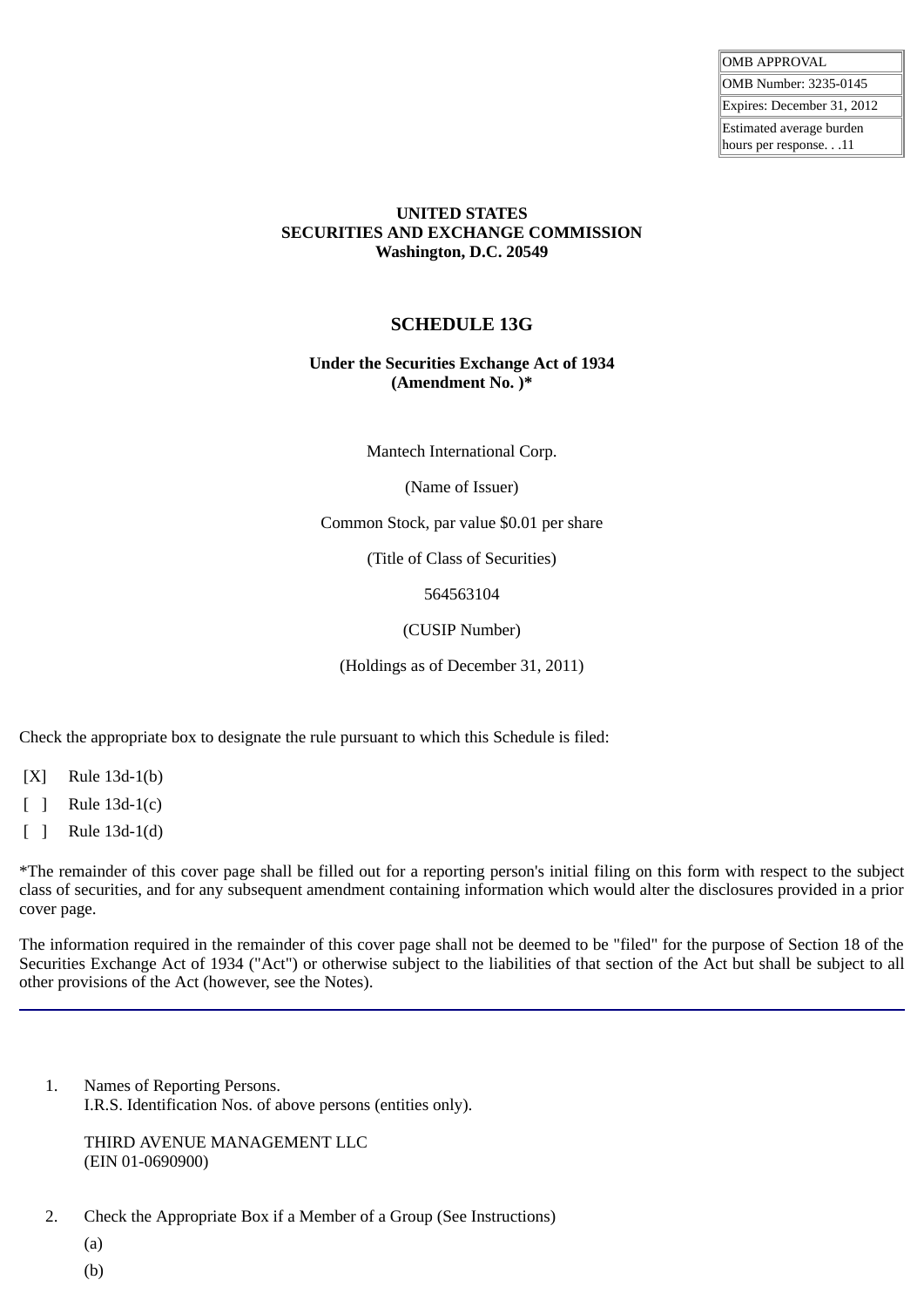| OMB APPROVAL |
| --- |
| OMB Number: 3235-0145 |
| Expires: December 31, 2012 |
| Estimated average burden hours per response. . .11 |

**UNITED STATES**
**SECURITIES AND EXCHANGE COMMISSION**
**Washington, D.C. 20549**

## SCHEDULE 13G

**Under the Securities Exchange Act of 1934**
**(Amendment No. )***

Mantech International Corp.

(Name of Issuer)

Common Stock, par value $0.01 per share

(Title of Class of Securities)

564563104

(CUSIP Number)

(Holdings as of December 31, 2011)

Check the appropriate box to designate the rule pursuant to which this Schedule is filed:

[X] Rule 13d-1(b)

[ ] Rule 13d-1(c)

[ ] Rule 13d-1(d)

*The remainder of this cover page shall be filled out for a reporting person's initial filing on this form with respect to the subject class of securities, and for any subsequent amendment containing information which would alter the disclosures provided in a prior cover page.

The information required in the remainder of this cover page shall not be deemed to be "filed" for the purpose of Section 18 of the Securities Exchange Act of 1934 ("Act") or otherwise subject to the liabilities of that section of the Act but shall be subject to all other provisions of the Act (however, see the Notes).

---

1. Names of Reporting Persons.
   I.R.S. Identification Nos. of above persons (entities only).

   THIRD AVENUE MANAGEMENT LLC
   (EIN 01-0690900)

2. Check the Appropriate Box if a Member of a Group (See Instructions)

   (a)

   (b)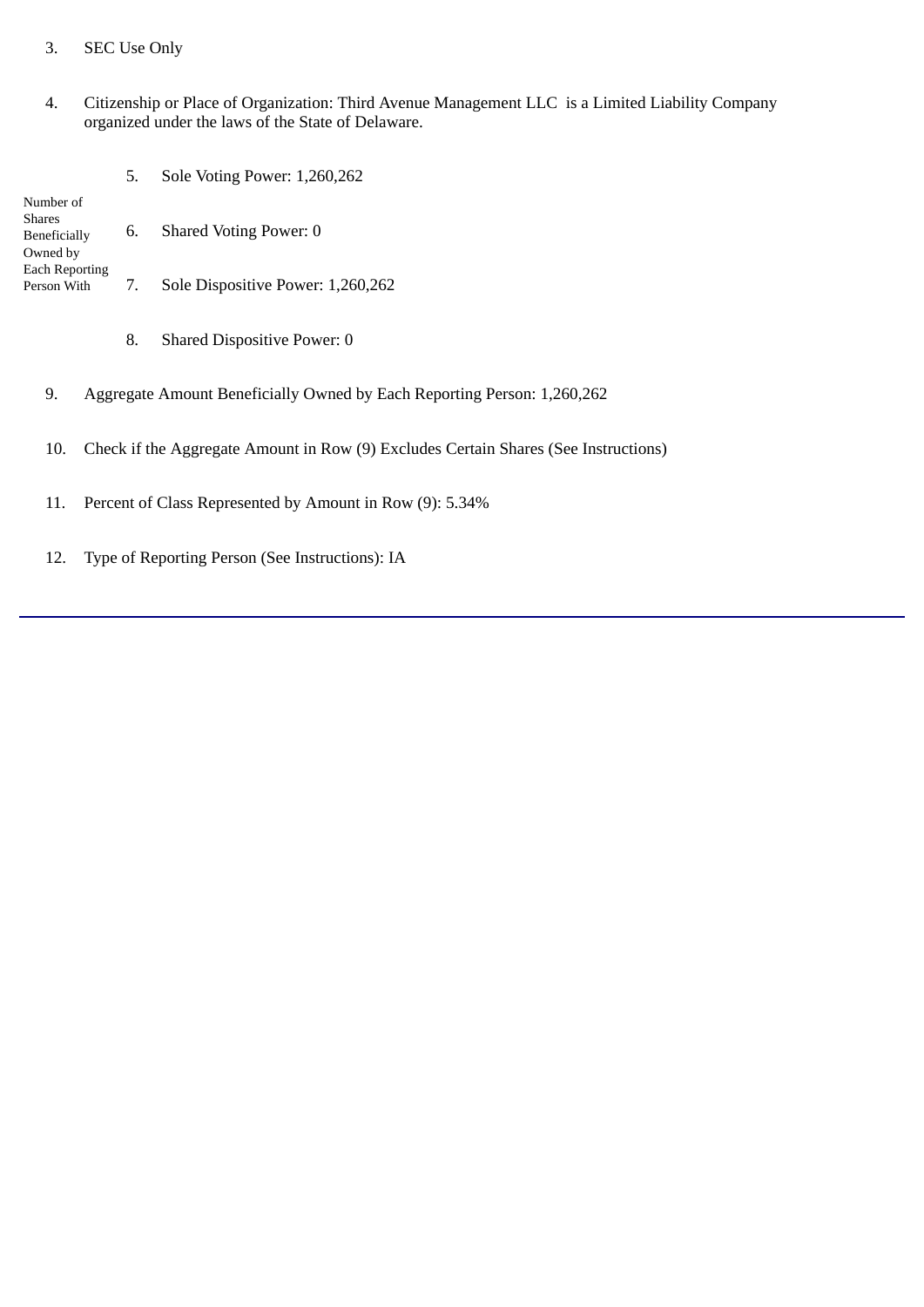3. SEC Use Only

4. Citizenship or Place of Organization: Third Avenue Management LLC is a Limited Liability Company organized under the laws of the State of Delaware.

| Number of Shares Beneficially Owned by Each Reporting Person With | | |
|---|---|---|
| | 5. | Sole Voting Power: 1,260,262 |
| | 6. | Shared Voting Power: 0 |
| | 7. | Sole Dispositive Power: 1,260,262 |
| | 8. | Shared Dispositive Power: 0 |

9. Aggregate Amount Beneficially Owned by Each Reporting Person: 1,260,262

10. Check if the Aggregate Amount in Row (9) Excludes Certain Shares (See Instructions)

11. Percent of Class Represented by Amount in Row (9): 5.34%

12. Type of Reporting Person (See Instructions): IA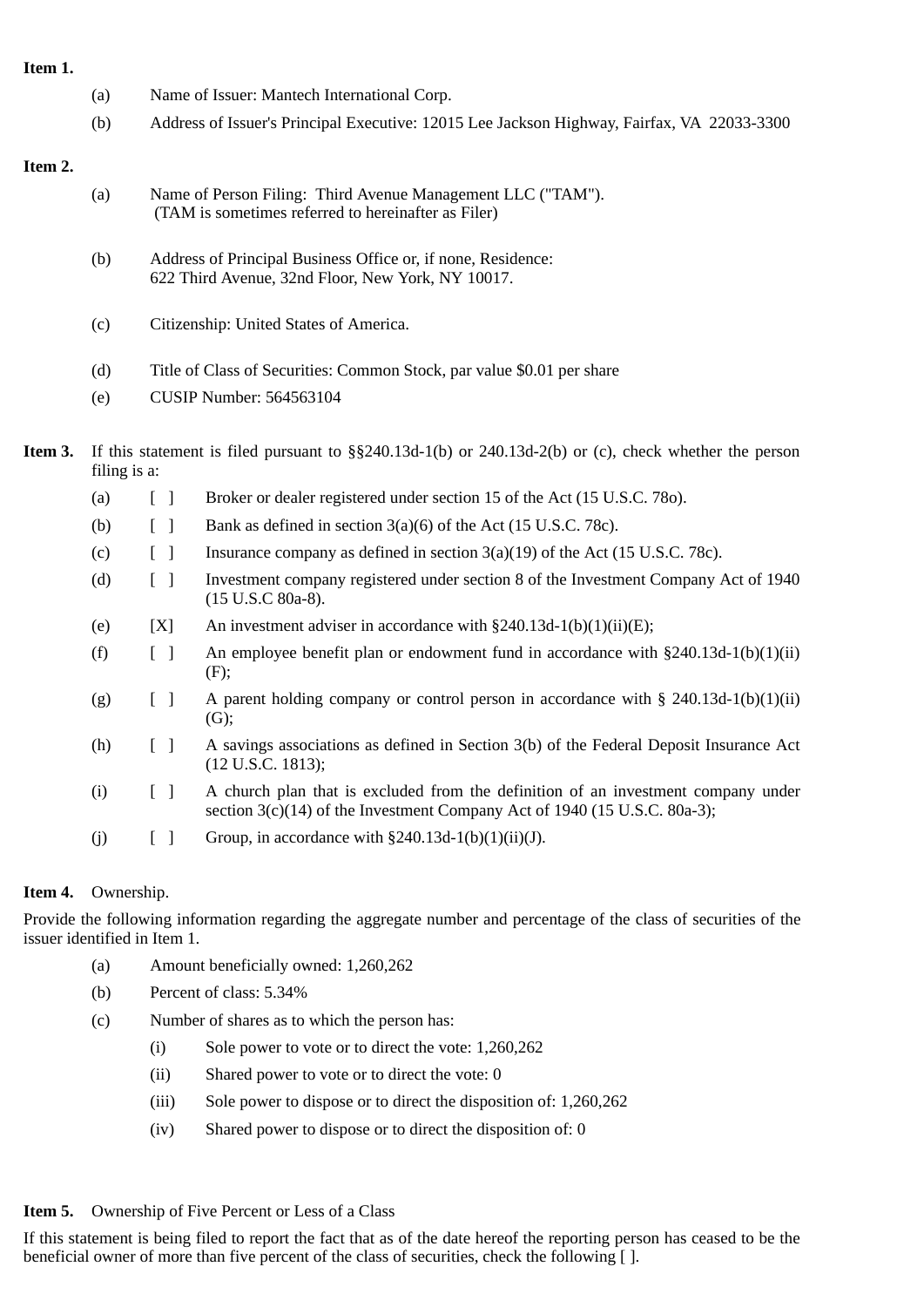**Item 1.**

(a) Name of Issuer: Mantech International Corp.

(b) Address of Issuer's Principal Executive: 12015 Lee Jackson Highway, Fairfax, VA 22033-3300

**Item 2.**

(a) Name of Person Filing: Third Avenue Management LLC ("TAM").
(TAM is sometimes referred to hereinafter as Filer)

(b) Address of Principal Business Office or, if none, Residence:
622 Third Avenue, 32nd Floor, New York, NY 10017.

(c) Citizenship: United States of America.

(d) Title of Class of Securities: Common Stock, par value $0.01 per share

(e) CUSIP Number: 564563104

**Item 3.** If this statement is filed pursuant to §§240.13d-1(b) or 240.13d-2(b) or (c), check whether the person filing is a:

(a) [ ] Broker or dealer registered under section 15 of the Act (15 U.S.C. 78o).

(b) [ ] Bank as defined in section 3(a)(6) of the Act (15 U.S.C. 78c).

(c) [ ] Insurance company as defined in section 3(a)(19) of the Act (15 U.S.C. 78c).

(d) [ ] Investment company registered under section 8 of the Investment Company Act of 1940 (15 U.S.C 80a-8).

(e) [X] An investment adviser in accordance with §240.13d-1(b)(1)(ii)(E);

(f) [ ] An employee benefit plan or endowment fund in accordance with §240.13d-1(b)(1)(ii)(F);

(g) [ ] A parent holding company or control person in accordance with § 240.13d-1(b)(1)(ii)(G);

(h) [ ] A savings associations as defined in Section 3(b) of the Federal Deposit Insurance Act (12 U.S.C. 1813);

(i) [ ] A church plan that is excluded from the definition of an investment company under section 3(c)(14) of the Investment Company Act of 1940 (15 U.S.C. 80a-3);

(j) [ ] Group, in accordance with §240.13d-1(b)(1)(ii)(J).

**Item 4.** Ownership.

Provide the following information regarding the aggregate number and percentage of the class of securities of the issuer identified in Item 1.

(a) Amount beneficially owned: 1,260,262

(b) Percent of class: 5.34%

(c) Number of shares as to which the person has:

(i) Sole power to vote or to direct the vote: 1,260,262

(ii) Shared power to vote or to direct the vote: 0

(iii) Sole power to dispose or to direct the disposition of: 1,260,262

(iv) Shared power to dispose or to direct the disposition of: 0

**Item 5.** Ownership of Five Percent or Less of a Class

If this statement is being filed to report the fact that as of the date hereof the reporting person has ceased to be the beneficial owner of more than five percent of the class of securities, check the following [ ].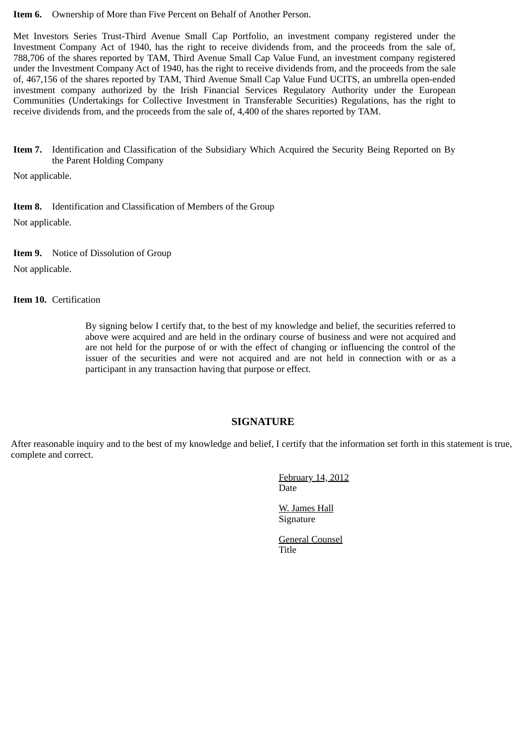**Item 6.** Ownership of More than Five Percent on Behalf of Another Person.

Met Investors Series Trust-Third Avenue Small Cap Portfolio, an investment company registered under the Investment Company Act of 1940, has the right to receive dividends from, and the proceeds from the sale of, 788,706 of the shares reported by TAM, Third Avenue Small Cap Value Fund, an investment company registered under the Investment Company Act of 1940, has the right to receive dividends from, and the proceeds from the sale of, 467,156 of the shares reported by TAM, Third Avenue Small Cap Value Fund UCITS, an umbrella open-ended investment company authorized by the Irish Financial Services Regulatory Authority under the European Communities (Undertakings for Collective Investment in Transferable Securities) Regulations, has the right to receive dividends from, and the proceeds from the sale of, 4,400 of the shares reported by TAM.

**Item 7.** Identification and Classification of the Subsidiary Which Acquired the Security Being Reported on By the Parent Holding Company

Not applicable.

**Item 8.** Identification and Classification of Members of the Group

Not applicable.

**Item 9.** Notice of Dissolution of Group

Not applicable.

**Item 10.** Certification

By signing below I certify that, to the best of my knowledge and belief, the securities referred to above were acquired and are held in the ordinary course of business and were not acquired and are not held for the purpose of or with the effect of changing or influencing the control of the issuer of the securities and were not acquired and are not held in connection with or as a participant in any transaction having that purpose or effect.

## SIGNATURE

After reasonable inquiry and to the best of my knowledge and belief, I certify that the information set forth in this statement is true, complete and correct.

February 14, 2012
Date

W. James Hall
Signature

General Counsel
Title